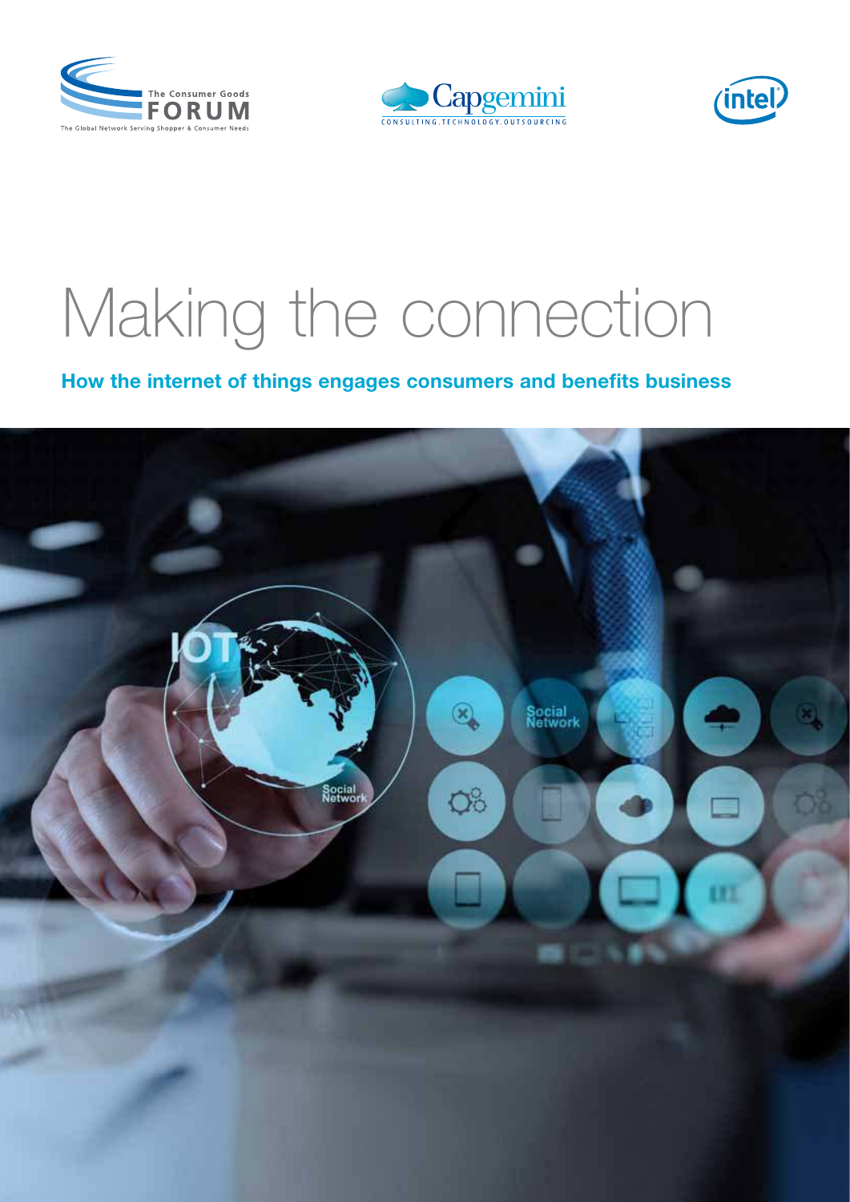The Consumer Goods FORUM
The Global Network Serving Shopper & Consumer Needs

Capgemini
CONSULTING.TECHNOLOGY.OUTSOURCING

intel

# Making the connection

## How the internet of things engages consumers and benefits business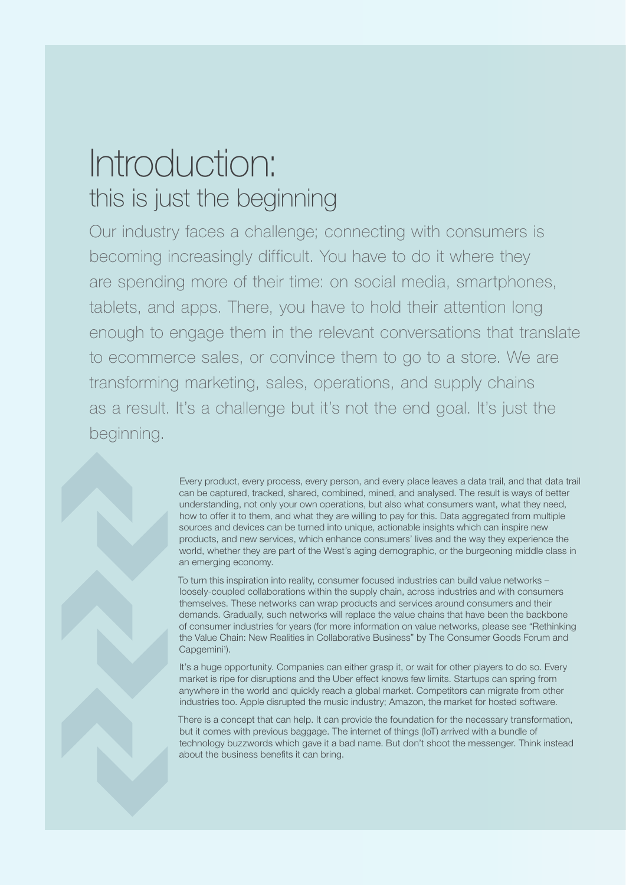# Introduction:
## this is just the beginning

Our industry faces a challenge; connecting with consumers is becoming increasingly difficult. You have to do it where they are spending more of their time: on social media, smartphones, tablets, and apps. There, you have to hold their attention long enough to engage them in the relevant conversations that translate to ecommerce sales, or convince them to go to a store. We are transforming marketing, sales, operations, and supply chains as a result. It's a challenge but it's not the end goal. It's just the beginning.

Every product, every process, every person, and every place leaves a data trail, and that data trail can be captured, tracked, shared, combined, mined, and analysed. The result is ways of better understanding, not only your own operations, but also what consumers want, what they need, how to offer it to them, and what they are willing to pay for this. Data aggregated from multiple sources and devices can be turned into unique, actionable insights which can inspire new products, and new services, which enhance consumers' lives and the way they experience the world, whether they are part of the West's aging demographic, or the burgeoning middle class in an emerging economy.

To turn this inspiration into reality, consumer focused industries can build value networks – loosely-coupled collaborations within the supply chain, across industries and with consumers themselves. These networks can wrap products and services around consumers and their demands. Gradually, such networks will replace the value chains that have been the backbone of consumer industries for years (for more information on value networks, please see "Rethinking the Value Chain: New Realities in Collaborative Business" by The Consumer Goods Forum and Capgemini[1]).

It's a huge opportunity. Companies can either grasp it, or wait for other players to do so. Every market is ripe for disruptions and the Uber effect knows few limits. Startups can spring from anywhere in the world and quickly reach a global market. Competitors can migrate from other industries too. Apple disrupted the music industry; Amazon, the market for hosted software.

There is a concept that can help. It can provide the foundation for the necessary transformation, but it comes with previous baggage. The internet of things (IoT) arrived with a bundle of technology buzzwords which gave it a bad name. But don't shoot the messenger. Think instead about the business benefits it can bring.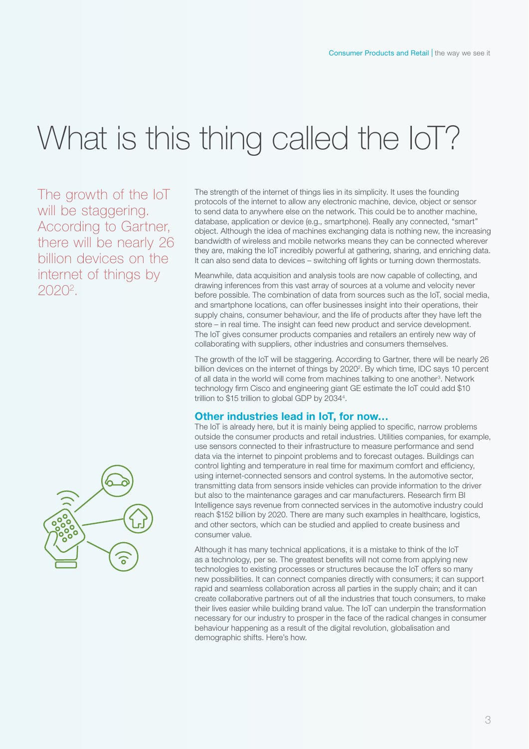# What is this thing called the IoT?

The growth of the IoT will be staggering. According to Gartner, there will be nearly 26 billion devices on the internet of things by 2020[2].

The strength of the internet of things lies in its simplicity. It uses the founding protocols of the internet to allow any electronic machine, device, object or sensor to send data to anywhere else on the network. This could be to another machine, database, application or device (e.g., smartphone). Really any connected, "smart" object. Although the idea of machines exchanging data is nothing new, the increasing bandwidth of wireless and mobile networks means they can be connected wherever they are, making the IoT incredibly powerful at gathering, sharing, and enriching data. It can also send data to devices – switching off lights or turning down thermostats.

Meanwhile, data acquisition and analysis tools are now capable of collecting, and drawing inferences from this vast array of sources at a volume and velocity never before possible. The combination of data from sources such as the IoT, social media, and smartphone locations, can offer businesses insight into their operations, their supply chains, consumer behaviour, and the life of products after they have left the store – in real time. The insight can feed new product and service development. The IoT gives consumer products companies and retailers an entirely new way of collaborating with suppliers, other industries and consumers themselves.

The growth of the IoT will be staggering. According to Gartner, there will be nearly 26 billion devices on the internet of things by 2020[2]. By which time, IDC says 10 percent of all data in the world will come from machines talking to one another[3]. Network technology firm Cisco and engineering giant GE estimate the IoT could add $10 trillion to $15 trillion to global GDP by 2034[4].

## Other industries lead in IoT, for now…

The IoT is already here, but it is mainly being applied to specific, narrow problems outside the consumer products and retail industries. Utilities companies, for example, use sensors connected to their infrastructure to measure performance and send data via the internet to pinpoint problems and to forecast outages. Buildings can control lighting and temperature in real time for maximum comfort and efficiency, using internet-connected sensors and control systems. In the automotive sector, transmitting data from sensors inside vehicles can provide information to the driver but also to the maintenance garages and car manufacturers. Research firm BI Intelligence says revenue from connected services in the automotive industry could reach $152 billion by 2020. There are many such examples in healthcare, logistics, and other sectors, which can be studied and applied to create business and consumer value.

Although it has many technical applications, it is a mistake to think of the IoT as a technology, per se. The greatest benefits will not come from applying new technologies to existing processes or structures because the IoT offers so many new possibilities. It can connect companies directly with consumers; it can support rapid and seamless collaboration across all parties in the supply chain; and it can create collaborative partners out of all the industries that touch consumers, to make their lives easier while building brand value. The IoT can underpin the transformation necessary for our industry to prosper in the face of the radical changes in consumer behaviour happening as a result of the digital revolution, globalisation and demographic shifts. Here's how.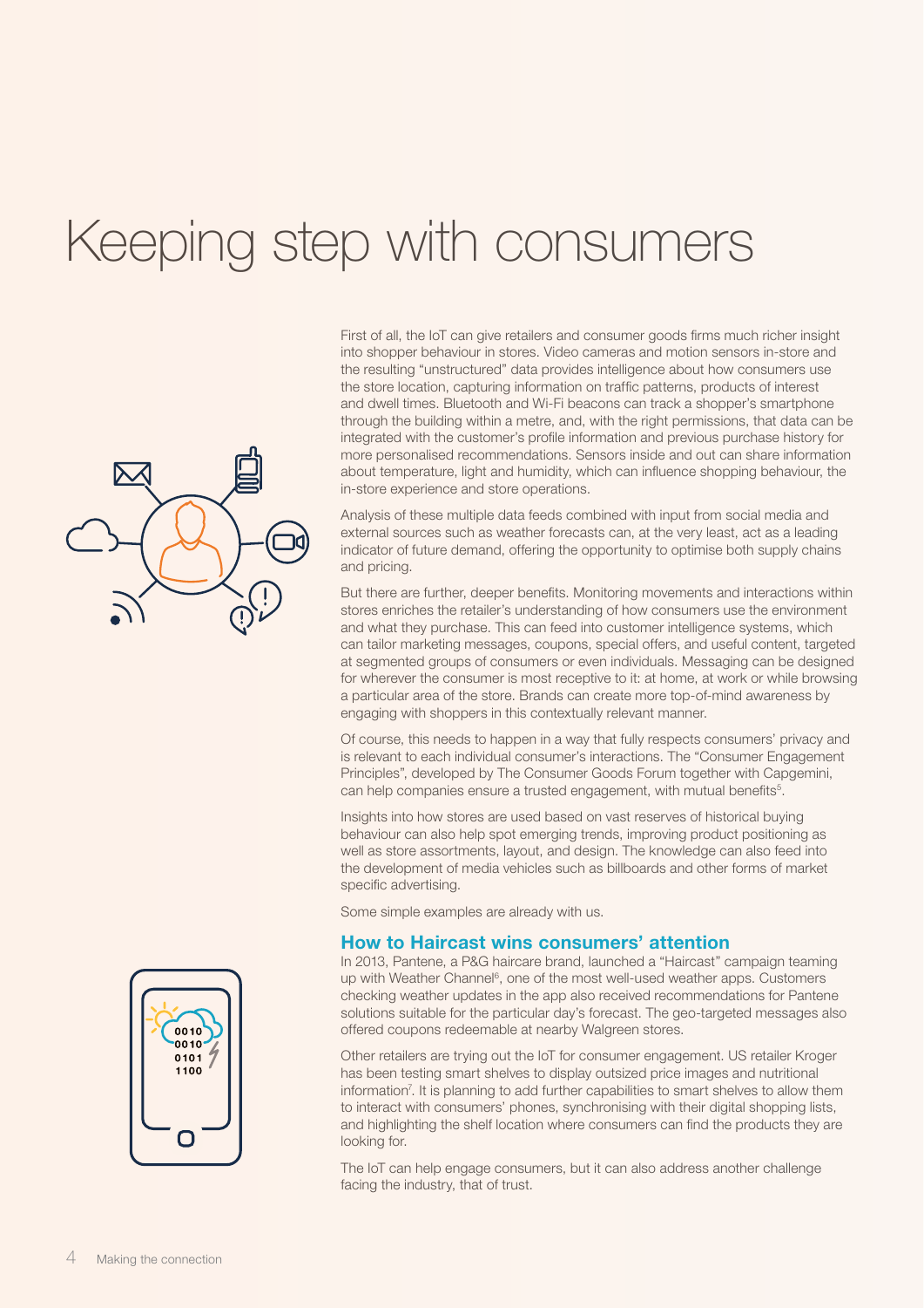# Keeping step with consumers

First of all, the IoT can give retailers and consumer goods firms much richer insight into shopper behaviour in stores. Video cameras and motion sensors in-store and the resulting "unstructured" data provides intelligence about how consumers use the store location, capturing information on traffic patterns, products of interest and dwell times. Bluetooth and Wi-Fi beacons can track a shopper's smartphone through the building within a metre, and, with the right permissions, that data can be integrated with the customer's profile information and previous purchase history for more personalised recommendations. Sensors inside and out can share information about temperature, light and humidity, which can influence shopping behaviour, the in-store experience and store operations.

Analysis of these multiple data feeds combined with input from social media and external sources such as weather forecasts can, at the very least, act as a leading indicator of future demand, offering the opportunity to optimise both supply chains and pricing.

But there are further, deeper benefits. Monitoring movements and interactions within stores enriches the retailer's understanding of how consumers use the environment and what they purchase. This can feed into customer intelligence systems, which can tailor marketing messages, coupons, special offers, and useful content, targeted at segmented groups of consumers or even individuals. Messaging can be designed for wherever the consumer is most receptive to it: at home, at work or while browsing a particular area of the store. Brands can create more top-of-mind awareness by engaging with shoppers in this contextually relevant manner.

Of course, this needs to happen in a way that fully respects consumers' privacy and is relevant to each individual consumer's interactions. The "Consumer Engagement Principles", developed by The Consumer Goods Forum together with Capgemini, can help companies ensure a trusted engagement, with mutual benefits[5].

Insights into how stores are used based on vast reserves of historical buying behaviour can also help spot emerging trends, improving product positioning as well as store assortments, layout, and design. The knowledge can also feed into the development of media vehicles such as billboards and other forms of market specific advertising.

Some simple examples are already with us.

## How to Haircast wins consumers' attention

In 2013, Pantene, a P&G haircare brand, launched a "Haircast" campaign teaming up with Weather Channel[6], one of the most well-used weather apps. Customers checking weather updates in the app also received recommendations for Pantene solutions suitable for the particular day's forecast. The geo-targeted messages also offered coupons redeemable at nearby Walgreen stores.

Other retailers are trying out the IoT for consumer engagement. US retailer Kroger has been testing smart shelves to display outsized price images and nutritional information[7]. It is planning to add further capabilities to smart shelves to allow them to interact with consumers' phones, synchronising with their digital shopping lists, and highlighting the shelf location where consumers can find the products they are looking for.

The IoT can help engage consumers, but it can also address another challenge facing the industry, that of trust.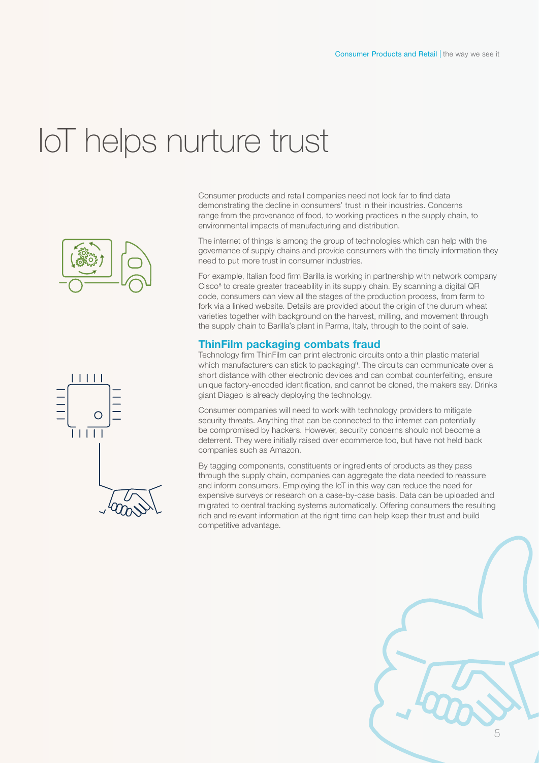# IoT helps nurture trust

Consumer products and retail companies need not look far to find data demonstrating the decline in consumers' trust in their industries. Concerns range from the provenance of food, to working practices in the supply chain, to environmental impacts of manufacturing and distribution.

The internet of things is among the group of technologies which can help with the governance of supply chains and provide consumers with the timely information they need to put more trust in consumer industries.

For example, Italian food firm Barilla is working in partnership with network company Cisco[8] to create greater traceability in its supply chain. By scanning a digital QR code, consumers can view all the stages of the production process, from farm to fork via a linked website. Details are provided about the origin of the durum wheat varieties together with background on the harvest, milling, and movement through the supply chain to Barilla's plant in Parma, Italy, through to the point of sale.

## ThinFilm packaging combats fraud

Technology firm ThinFilm can print electronic circuits onto a thin plastic material which manufacturers can stick to packaging[9]. The circuits can communicate over a short distance with other electronic devices and can combat counterfeiting, ensure unique factory-encoded identification, and cannot be cloned, the makers say. Drinks giant Diageo is already deploying the technology.

Consumer companies will need to work with technology providers to mitigate security threats. Anything that can be connected to the internet can potentially be compromised by hackers. However, security concerns should not become a deterrent. They were initially raised over ecommerce too, but have not held back companies such as Amazon.

By tagging components, constituents or ingredients of products as they pass through the supply chain, companies can aggregate the data needed to reassure and inform consumers. Employing the IoT in this way can reduce the need for expensive surveys or research on a case-by-case basis. Data can be uploaded and migrated to central tracking systems automatically. Offering consumers the resulting rich and relevant information at the right time can help keep their trust and build competitive advantage.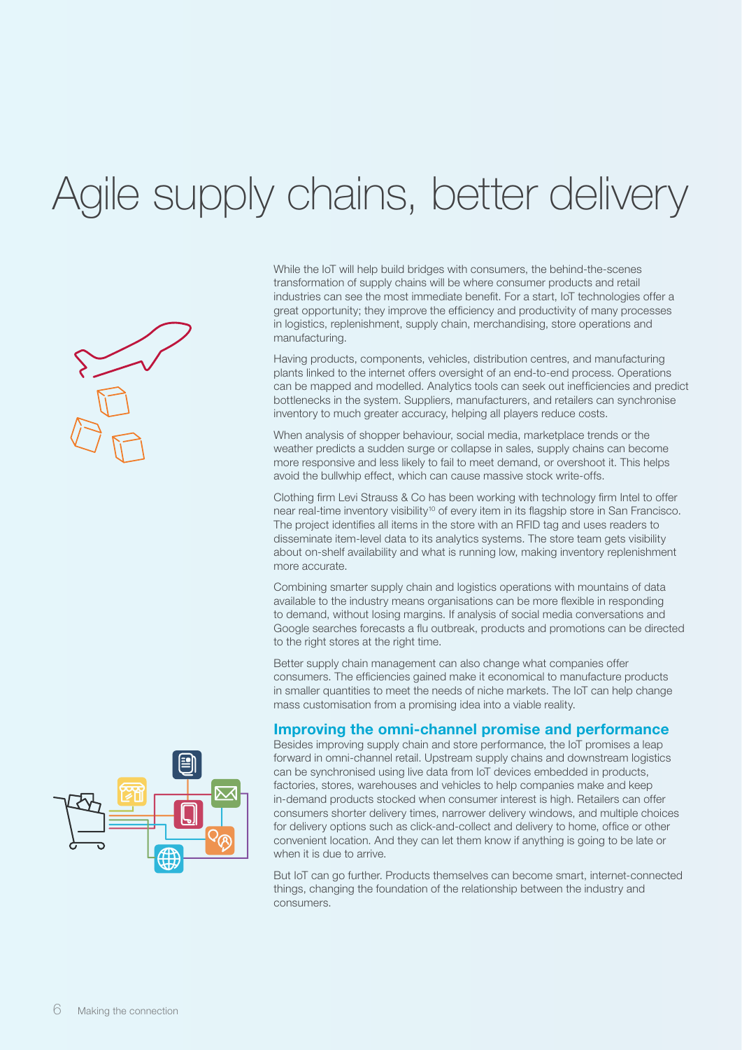# Agile supply chains, better delivery

While the IoT will help build bridges with consumers, the behind-the-scenes transformation of supply chains will be where consumer products and retail industries can see the most immediate benefit. For a start, IoT technologies offer a great opportunity; they improve the efficiency and productivity of many processes in logistics, replenishment, supply chain, merchandising, store operations and manufacturing.

Having products, components, vehicles, distribution centres, and manufacturing plants linked to the internet offers oversight of an end-to-end process. Operations can be mapped and modelled. Analytics tools can seek out inefficiencies and predict bottlenecks in the system. Suppliers, manufacturers, and retailers can synchronise inventory to much greater accuracy, helping all players reduce costs.

When analysis of shopper behaviour, social media, marketplace trends or the weather predicts a sudden surge or collapse in sales, supply chains can become more responsive and less likely to fail to meet demand, or overshoot it. This helps avoid the bullwhip effect, which can cause massive stock write-offs.

Clothing firm Levi Strauss & Co has been working with technology firm Intel to offer near real-time inventory visibility[10] of every item in its flagship store in San Francisco. The project identifies all items in the store with an RFID tag and uses readers to disseminate item-level data to its analytics systems. The store team gets visibility about on-shelf availability and what is running low, making inventory replenishment more accurate.

Combining smarter supply chain and logistics operations with mountains of data available to the industry means organisations can be more flexible in responding to demand, without losing margins. If analysis of social media conversations and Google searches forecasts a flu outbreak, products and promotions can be directed to the right stores at the right time.

Better supply chain management can also change what companies offer consumers. The efficiencies gained make it economical to manufacture products in smaller quantities to meet the needs of niche markets. The IoT can help change mass customisation from a promising idea into a viable reality.

## Improving the omni-channel promise and performance

Besides improving supply chain and store performance, the IoT promises a leap forward in omni-channel retail. Upstream supply chains and downstream logistics can be synchronised using live data from IoT devices embedded in products, factories, stores, warehouses and vehicles to help companies make and keep in-demand products stocked when consumer interest is high. Retailers can offer consumers shorter delivery times, narrower delivery windows, and multiple choices for delivery options such as click-and-collect and delivery to home, office or other convenient location. And they can let them know if anything is going to be late or when it is due to arrive.

But IoT can go further. Products themselves can become smart, internet-connected things, changing the foundation of the relationship between the industry and consumers.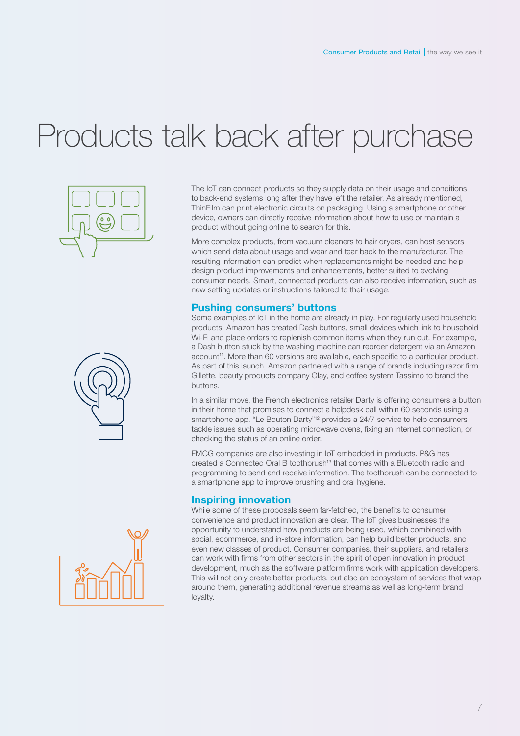# Products talk back after purchase

The IoT can connect products so they supply data on their usage and conditions to back-end systems long after they have left the retailer. As already mentioned, ThinFilm can print electronic circuits on packaging. Using a smartphone or other device, owners can directly receive information about how to use or maintain a product without going online to search for this.

More complex products, from vacuum cleaners to hair dryers, can host sensors which send data about usage and wear and tear back to the manufacturer. The resulting information can predict when replacements might be needed and help design product improvements and enhancements, better suited to evolving consumer needs. Smart, connected products can also receive information, such as new setting updates or instructions tailored to their usage.

## Pushing consumers' buttons

Some examples of IoT in the home are already in play. For regularly used household products, Amazon has created Dash buttons, small devices which link to household Wi-Fi and place orders to replenish common items when they run out. For example, a Dash button stuck by the washing machine can reorder detergent via an Amazon account[11]. More than 60 versions are available, each specific to a particular product. As part of this launch, Amazon partnered with a range of brands including razor firm Gillette, beauty products company Olay, and coffee system Tassimo to brand the buttons.

In a similar move, the French electronics retailer Darty is offering consumers a button in their home that promises to connect a helpdesk call within 60 seconds using a smartphone app. "Le Bouton Darty"[12] provides a 24/7 service to help consumers tackle issues such as operating microwave ovens, fixing an internet connection, or checking the status of an online order.

FMCG companies are also investing in IoT embedded in products. P&G has created a Connected Oral B toothbrush[13] that comes with a Bluetooth radio and programming to send and receive information. The toothbrush can be connected to a smartphone app to improve brushing and oral hygiene.

## Inspiring innovation

While some of these proposals seem far-fetched, the benefits to consumer convenience and product innovation are clear. The IoT gives businesses the opportunity to understand how products are being used, which combined with social, ecommerce, and in-store information, can help build better products, and even new classes of product. Consumer companies, their suppliers, and retailers can work with firms from other sectors in the spirit of open innovation in product development, much as the software platform firms work with application developers. This will not only create better products, but also an ecosystem of services that wrap around them, generating additional revenue streams as well as long-term brand loyalty.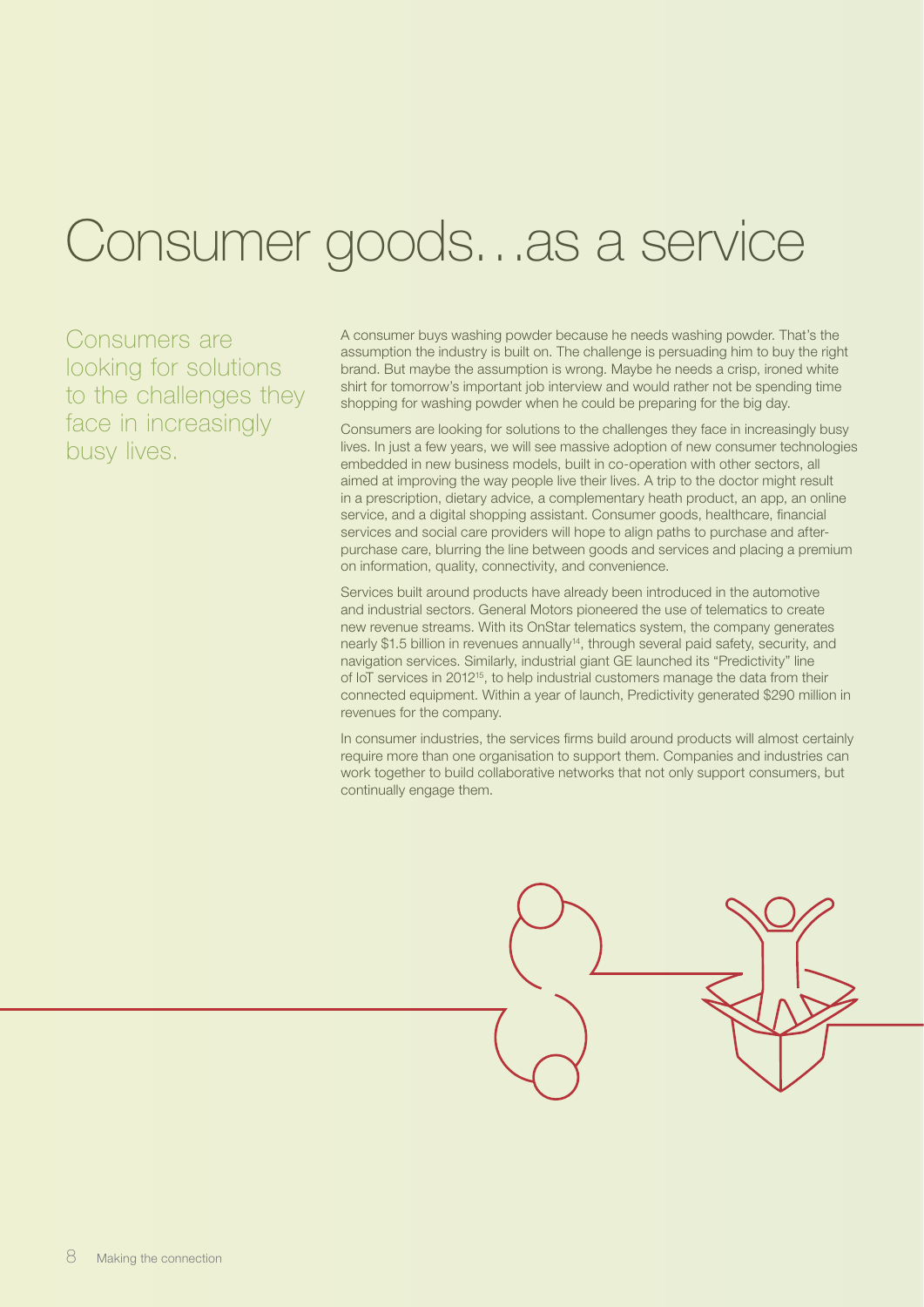# Consumer goods…as a service

Consumers are looking for solutions to the challenges they face in increasingly busy lives.

A consumer buys washing powder because he needs washing powder. That's the assumption the industry is built on. The challenge is persuading him to buy the right brand. But maybe the assumption is wrong. Maybe he needs a crisp, ironed white shirt for tomorrow's important job interview and would rather not be spending time shopping for washing powder when he could be preparing for the big day.

Consumers are looking for solutions to the challenges they face in increasingly busy lives. In just a few years, we will see massive adoption of new consumer technologies embedded in new business models, built in co-operation with other sectors, all aimed at improving the way people live their lives. A trip to the doctor might result in a prescription, dietary advice, a complementary heath product, an app, an online service, and a digital shopping assistant. Consumer goods, healthcare, financial services and social care providers will hope to align paths to purchase and after-purchase care, blurring the line between goods and services and placing a premium on information, quality, connectivity, and convenience.

Services built around products have already been introduced in the automotive and industrial sectors. General Motors pioneered the use of telematics to create new revenue streams. With its OnStar telematics system, the company generates nearly $1.5 billion in revenues annually[14], through several paid safety, security, and navigation services. Similarly, industrial giant GE launched its "Predictivity" line of IoT services in 2012[15], to help industrial customers manage the data from their connected equipment. Within a year of launch, Predictivity generated $290 million in revenues for the company.

In consumer industries, the services firms build around products will almost certainly require more than one organisation to support them. Companies and industries can work together to build collaborative networks that not only support consumers, but continually engage them.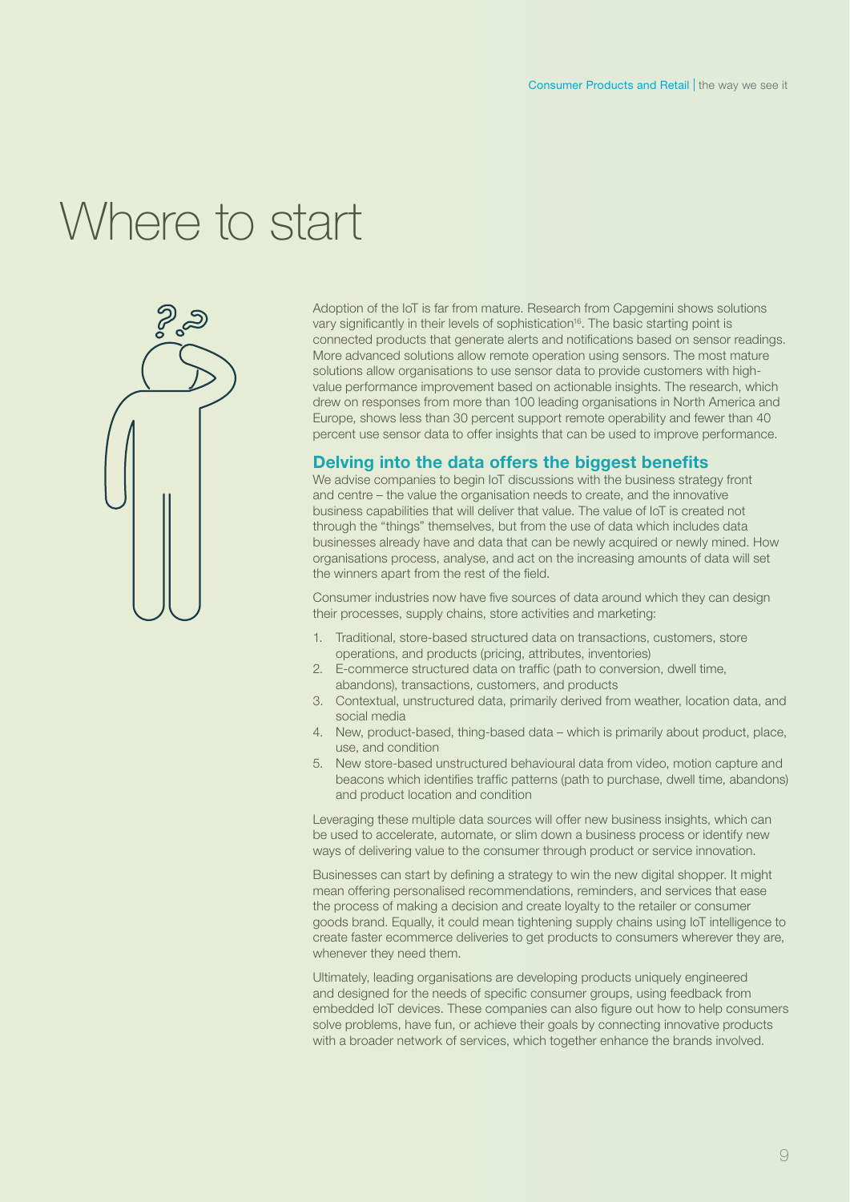# Where to start

Adoption of the IoT is far from mature. Research from Capgemini shows solutions vary significantly in their levels of sophistication[16]. The basic starting point is connected products that generate alerts and notifications based on sensor readings. More advanced solutions allow remote operation using sensors. The most mature solutions allow organisations to use sensor data to provide customers with high-value performance improvement based on actionable insights. The research, which drew on responses from more than 100 leading organisations in North America and Europe, shows less than 30 percent support remote operability and fewer than 40 percent use sensor data to offer insights that can be used to improve performance.

## Delving into the data offers the biggest benefits

We advise companies to begin IoT discussions with the business strategy front and centre – the value the organisation needs to create, and the innovative business capabilities that will deliver that value. The value of IoT is created not through the "things" themselves, but from the use of data which includes data businesses already have and data that can be newly acquired or newly mined. How organisations process, analyse, and act on the increasing amounts of data will set the winners apart from the rest of the field.

Consumer industries now have five sources of data around which they can design their processes, supply chains, store activities and marketing:

1. Traditional, store-based structured data on transactions, customers, store operations, and products (pricing, attributes, inventories)
2. E-commerce structured data on traffic (path to conversion, dwell time, abandons), transactions, customers, and products
3. Contextual, unstructured data, primarily derived from weather, location data, and social media
4. New, product-based, thing-based data – which is primarily about product, place, use, and condition
5. New store-based unstructured behavioural data from video, motion capture and beacons which identifies traffic patterns (path to purchase, dwell time, abandons) and product location and condition

Leveraging these multiple data sources will offer new business insights, which can be used to accelerate, automate, or slim down a business process or identify new ways of delivering value to the consumer through product or service innovation.

Businesses can start by defining a strategy to win the new digital shopper. It might mean offering personalised recommendations, reminders, and services that ease the process of making a decision and create loyalty to the retailer or consumer goods brand. Equally, it could mean tightening supply chains using IoT intelligence to create faster ecommerce deliveries to get products to consumers wherever they are, whenever they need them.

Ultimately, leading organisations are developing products uniquely engineered and designed for the needs of specific consumer groups, using feedback from embedded IoT devices. These companies can also figure out how to help consumers solve problems, have fun, or achieve their goals by connecting innovative products with a broader network of services, which together enhance the brands involved.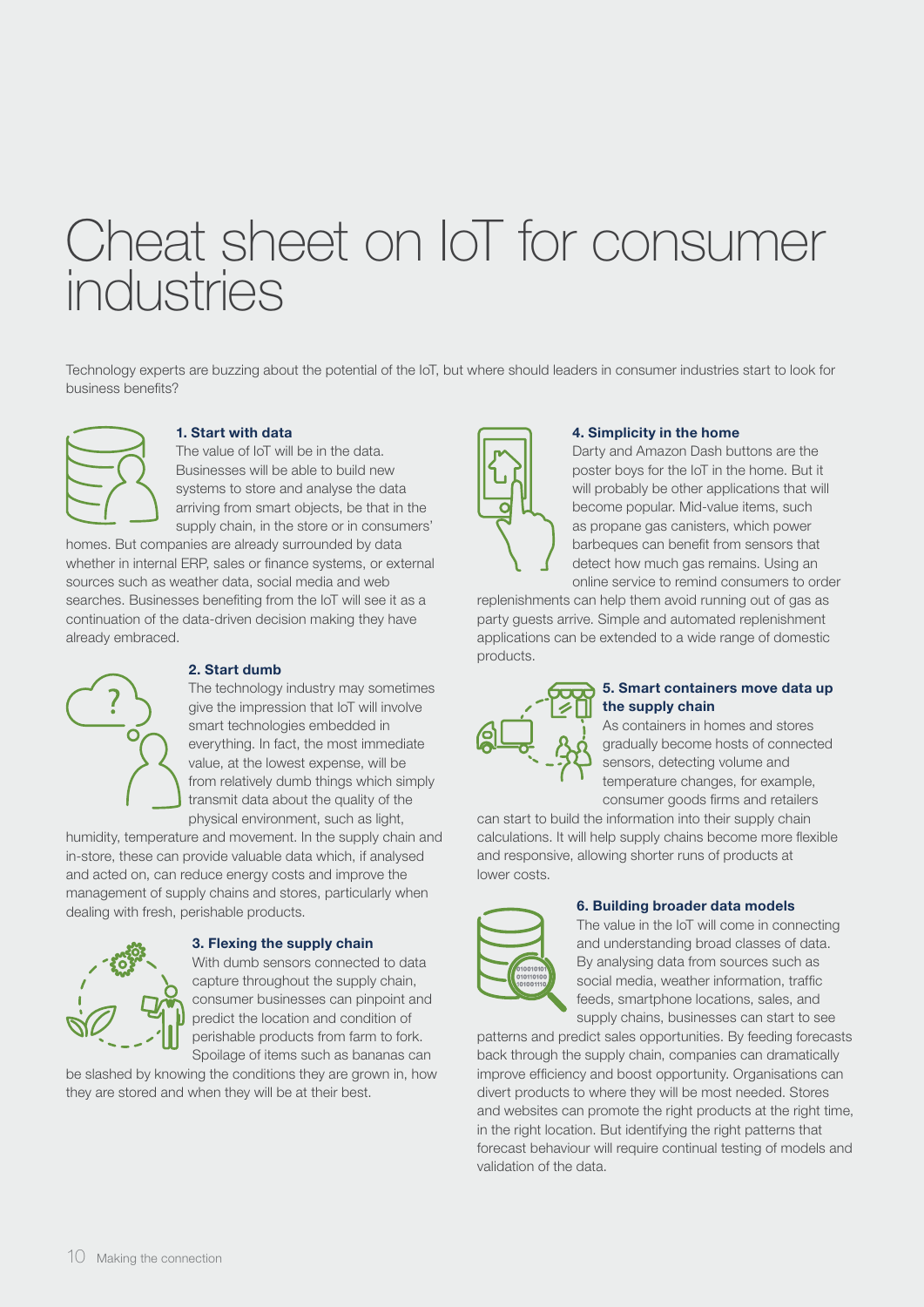# Cheat sheet on IoT for consumer industries

Technology experts are buzzing about the potential of the IoT, but where should leaders in consumer industries start to look for business benefits?

### 1. Start with data

The value of IoT will be in the data. Businesses will be able to build new systems to store and analyse the data arriving from smart objects, be that in the supply chain, in the store or in consumers' homes. But companies are already surrounded by data whether in internal ERP, sales or finance systems, or external sources such as weather data, social media and web searches. Businesses benefiting from the IoT will see it as a continuation of the data-driven decision making they have already embraced.

### 2. Start dumb

The technology industry may sometimes give the impression that IoT will involve smart technologies embedded in everything. In fact, the most immediate value, at the lowest expense, will be from relatively dumb things which simply transmit data about the quality of the physical environment, such as light, humidity, temperature and movement. In the supply chain and in-store, these can provide valuable data which, if analysed and acted on, can reduce energy costs and improve the management of supply chains and stores, particularly when dealing with fresh, perishable products.

### 3. Flexing the supply chain

With dumb sensors connected to data capture throughout the supply chain, consumer businesses can pinpoint and predict the location and condition of perishable products from farm to fork. Spoilage of items such as bananas can be slashed by knowing the conditions they are grown in, how they are stored and when they will be at their best.

### 4. Simplicity in the home

Darty and Amazon Dash buttons are the poster boys for the IoT in the home. But it will probably be other applications that will become popular. Mid-value items, such as propane gas canisters, which power barbeques can benefit from sensors that detect how much gas remains. Using an online service to remind consumers to order replenishments can help them avoid running out of gas as party guests arrive. Simple and automated replenishment applications can be extended to a wide range of domestic products.

### 5. Smart containers move data up the supply chain

As containers in homes and stores gradually become hosts of connected sensors, detecting volume and temperature changes, for example, consumer goods firms and retailers can start to build the information into their supply chain calculations. It will help supply chains become more flexible and responsive, allowing shorter runs of products at lower costs.

### 6. Building broader data models

The value in the IoT will come in connecting and understanding broad classes of data. By analysing data from sources such as social media, weather information, traffic feeds, smartphone locations, sales, and supply chains, businesses can start to see patterns and predict sales opportunities. By feeding forecasts back through the supply chain, companies can dramatically improve efficiency and boost opportunity. Organisations can divert products to where they will be most needed. Stores and websites can promote the right products at the right time, in the right location. But identifying the right patterns that forecast behaviour will require continual testing of models and validation of the data.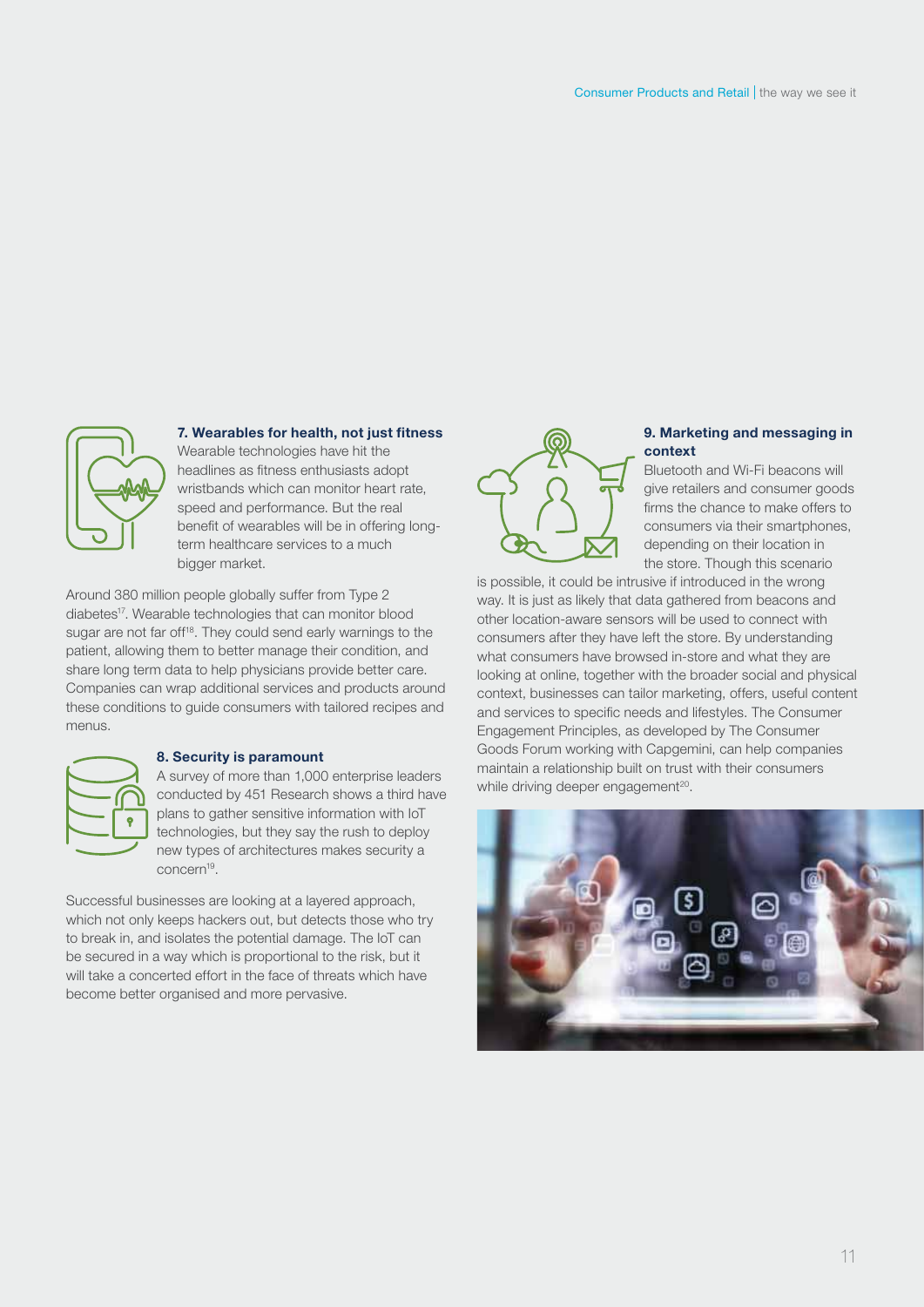### 7. Wearables for health, not just fitness

Wearable technologies have hit the headlines as fitness enthusiasts adopt wristbands which can monitor heart rate, speed and performance. But the real benefit of wearables will be in offering long-term healthcare services to a much bigger market.

Around 380 million people globally suffer from Type 2 diabetes[17]. Wearable technologies that can monitor blood sugar are not far off[18]. They could send early warnings to the patient, allowing them to better manage their condition, and share long term data to help physicians provide better care. Companies can wrap additional services and products around these conditions to guide consumers with tailored recipes and menus.

### 8. Security is paramount

A survey of more than 1,000 enterprise leaders conducted by 451 Research shows a third have plans to gather sensitive information with IoT technologies, but they say the rush to deploy new types of architectures makes security a concern[19].

Successful businesses are looking at a layered approach, which not only keeps hackers out, but detects those who try to break in, and isolates the potential damage. The IoT can be secured in a way which is proportional to the risk, but it will take a concerted effort in the face of threats which have become better organised and more pervasive.

### 9. Marketing and messaging in context

Bluetooth and Wi-Fi beacons will give retailers and consumer goods firms the chance to make offers to consumers via their smartphones, depending on their location in the store. Though this scenario is possible, it could be intrusive if introduced in the wrong way. It is just as likely that data gathered from beacons and other location-aware sensors will be used to connect with consumers after they have left the store. By understanding what consumers have browsed in-store and what they are looking at online, together with the broader social and physical context, businesses can tailor marketing, offers, useful content and services to specific needs and lifestyles. The Consumer Engagement Principles, as developed by The Consumer Goods Forum working with Capgemini, can help companies maintain a relationship built on trust with their consumers while driving deeper engagement[20].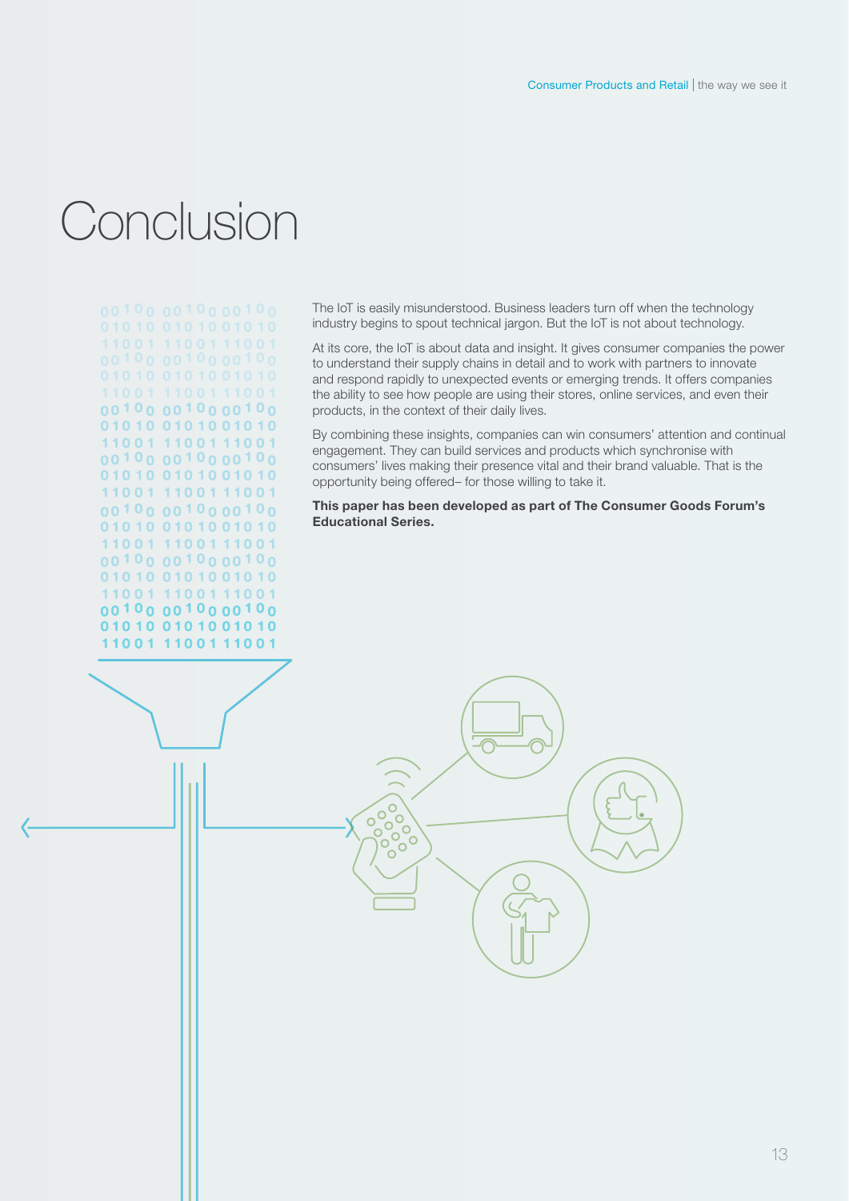# Conclusion

The IoT is easily misunderstood. Business leaders turn off when the technology industry begins to spout technical jargon. But the IoT is not about technology.

At its core, the IoT is about data and insight. It gives consumer companies the power to understand their supply chains in detail and to work with partners to innovate and respond rapidly to unexpected events or emerging trends. It offers companies the ability to see how people are using their stores, online services, and even their products, in the context of their daily lives.

By combining these insights, companies can win consumers' attention and continual engagement. They can build services and products which synchronise with consumers' lives making their presence vital and their brand valuable. That is the opportunity being offered– for those willing to take it.

**This paper has been developed as part of The Consumer Goods Forum's Educational Series.**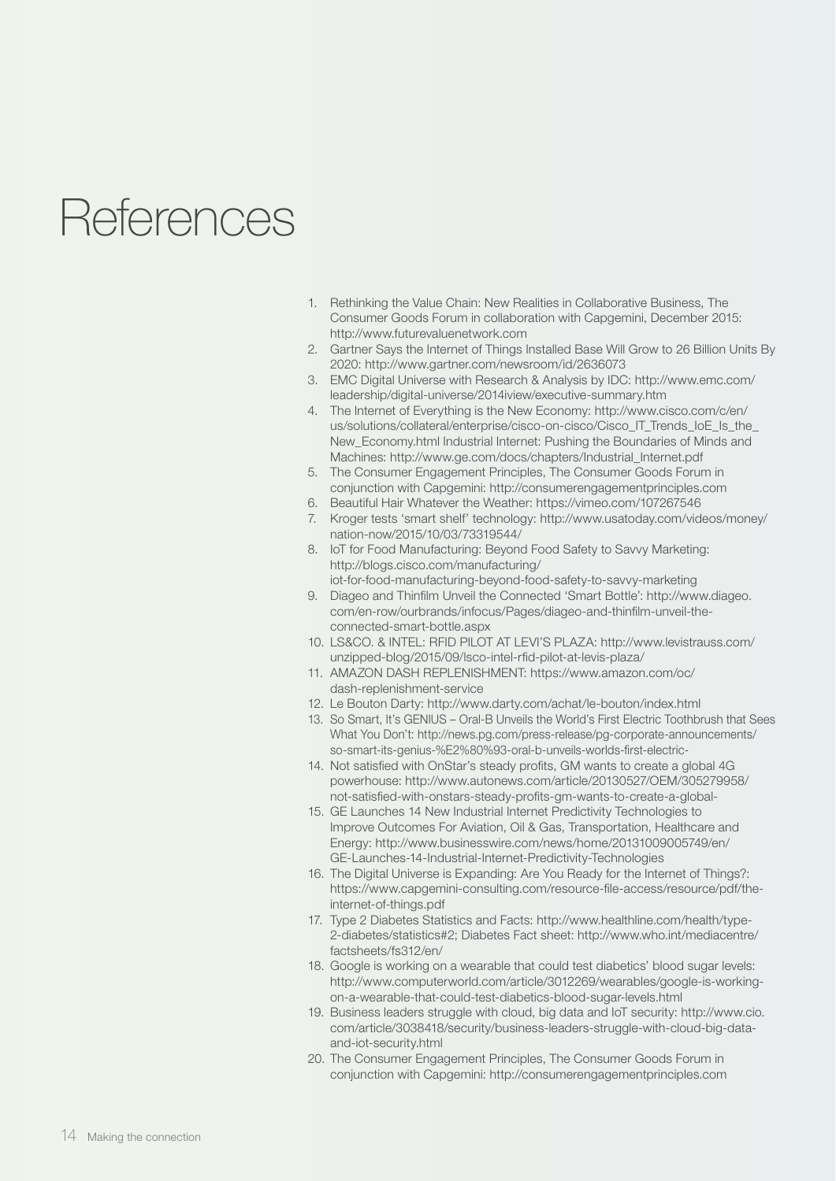# References

1. Rethinking the Value Chain: New Realities in Collaborative Business, The Consumer Goods Forum in collaboration with Capgemini, December 2015: http://www.futurevaluenetwork.com
2. Gartner Says the Internet of Things Installed Base Will Grow to 26 Billion Units By 2020: http://www.gartner.com/newsroom/id/2636073
3. EMC Digital Universe with Research & Analysis by IDC: http://www.emc.com/leadership/digital-universe/2014iview/executive-summary.htm
4. The Internet of Everything is the New Economy: http://www.cisco.com/c/en/us/solutions/collateral/enterprise/cisco-on-cisco/Cisco_IT_Trends_IoE_Is_the_New_Economy.html Industrial Internet: Pushing the Boundaries of Minds and Machines: http://www.ge.com/docs/chapters/Industrial_Internet.pdf
5. The Consumer Engagement Principles, The Consumer Goods Forum in conjunction with Capgemini: http://consumerengagementprinciples.com
6. Beautiful Hair Whatever the Weather: https://vimeo.com/107267546
7. Kroger tests 'smart shelf' technology: http://www.usatoday.com/videos/money/nation-now/2015/10/03/73319544/
8. IoT for Food Manufacturing: Beyond Food Safety to Savvy Marketing: http://blogs.cisco.com/manufacturing/iot-for-food-manufacturing-beyond-food-safety-to-savvy-marketing
9. Diageo and Thinfilm Unveil the Connected 'Smart Bottle': http://www.diageo.com/en-row/ourbrands/infocus/Pages/diageo-and-thinfilm-unveil-the-connected-smart-bottle.aspx
10. LS&CO. & INTEL: RFID PILOT AT LEVI'S PLAZA: http://www.levistrauss.com/unzipped-blog/2015/09/lsco-intel-rfid-pilot-at-levis-plaza/
11. AMAZON DASH REPLENISHMENT: https://www.amazon.com/oc/dash-replenishment-service
12. Le Bouton Darty: http://www.darty.com/achat/le-bouton/index.html
13. So Smart, It's GENIUS – Oral-B Unveils the World's First Electric Toothbrush that Sees What You Don't: http://news.pg.com/press-release/pg-corporate-announcements/so-smart-its-genius-%E2%80%93-oral-b-unveils-worlds-first-electric-
14. Not satisfied with OnStar's steady profits, GM wants to create a global 4G powerhouse: http://www.autonews.com/article/20130527/OEM/305279958/not-satisfied-with-onstars-steady-profits-gm-wants-to-create-a-global-
15. GE Launches 14 New Industrial Internet Predictivity Technologies to Improve Outcomes For Aviation, Oil & Gas, Transportation, Healthcare and Energy: http://www.businesswire.com/news/home/20131009005749/en/GE-Launches-14-Industrial-Internet-Predictivity-Technologies
16. The Digital Universe is Expanding: Are You Ready for the Internet of Things?: https://www.capgemini-consulting.com/resource-file-access/resource/pdf/the-internet-of-things.pdf
17. Type 2 Diabetes Statistics and Facts: http://www.healthline.com/health/type-2-diabetes/statistics#2; Diabetes Fact sheet: http://www.who.int/mediacentre/factsheets/fs312/en/
18. Google is working on a wearable that could test diabetics' blood sugar levels: http://www.computerworld.com/article/3012269/wearables/google-is-working-on-a-wearable-that-could-test-diabetics-blood-sugar-levels.html
19. Business leaders struggle with cloud, big data and IoT security: http://www.cio.com/article/3038418/security/business-leaders-struggle-with-cloud-big-data-and-iot-security.html
20. The Consumer Engagement Principles, The Consumer Goods Forum in conjunction with Capgemini: http://consumerengagementprinciples.com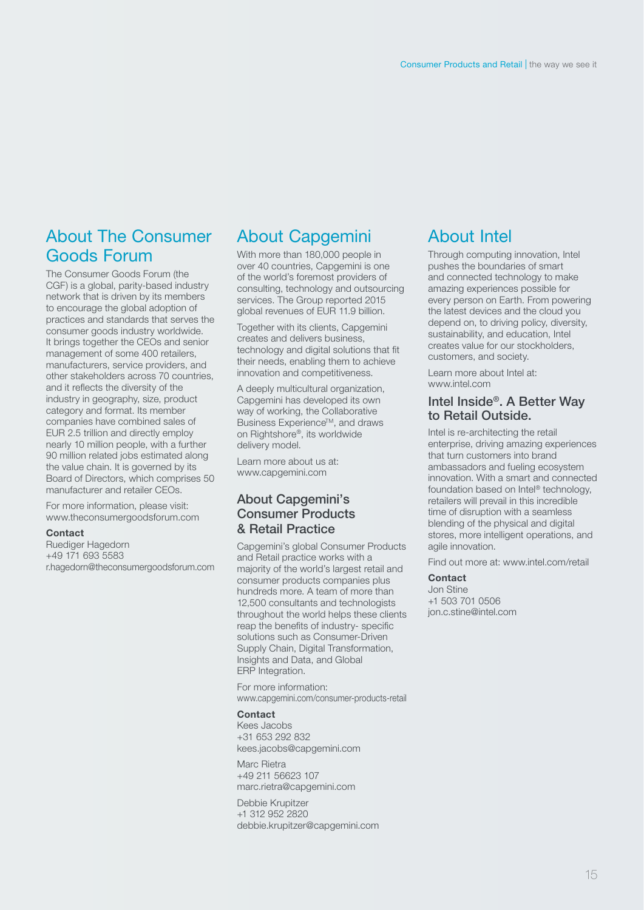## About The Consumer Goods Forum

The Consumer Goods Forum (the CGF) is a global, parity-based industry network that is driven by its members to encourage the global adoption of practices and standards that serves the consumer goods industry worldwide. It brings together the CEOs and senior management of some 400 retailers, manufacturers, service providers, and other stakeholders across 70 countries, and it reflects the diversity of the industry in geography, size, product category and format. Its member companies have combined sales of EUR 2.5 trillion and directly employ nearly 10 million people, with a further 90 million related jobs estimated along the value chain. It is governed by its Board of Directors, which comprises 50 manufacturer and retailer CEOs.

For more information, please visit: www.theconsumergoodsforum.com

**Contact**
Ruediger Hagedorn
+49 171 693 5583
r.hagedorn@theconsumergoodsforum.com

## About Capgemini

With more than 180,000 people in over 40 countries, Capgemini is one of the world's foremost providers of consulting, technology and outsourcing services. The Group reported 2015 global revenues of EUR 11.9 billion.

Together with its clients, Capgemini creates and delivers business, technology and digital solutions that fit their needs, enabling them to achieve innovation and competitiveness.

A deeply multicultural organization, Capgemini has developed its own way of working, the Collaborative Business Experience™, and draws on Rightshore®, its worldwide delivery model.

Learn more about us at: www.capgemini.com

### About Capgemini's Consumer Products & Retail Practice

Capgemini's global Consumer Products and Retail practice works with a majority of the world's largest retail and consumer products companies plus hundreds more. A team of more than 12,500 consultants and technologists throughout the world helps these clients reap the benefits of industry- specific solutions such as Consumer-Driven Supply Chain, Digital Transformation, Insights and Data, and Global ERP Integration.

For more information: www.capgemini.com/consumer-products-retail

**Contact**
Kees Jacobs
+31 653 292 832
kees.jacobs@capgemini.com

Marc Rietra
+49 211 56623 107
marc.rietra@capgemini.com

Debbie Krupitzer
+1 312 952 2820
debbie.krupitzer@capgemini.com

## About Intel

Through computing innovation, Intel pushes the boundaries of smart and connected technology to make amazing experiences possible for every person on Earth. From powering the latest devices and the cloud you depend on, to driving policy, diversity, sustainability, and education, Intel creates value for our stockholders, customers, and society.

Learn more about Intel at: www.intel.com

### Intel Inside®. A Better Way to Retail Outside.

Intel is re-architecting the retail enterprise, driving amazing experiences that turn customers into brand ambassadors and fueling ecosystem innovation. With a smart and connected foundation based on Intel® technology, retailers will prevail in this incredible time of disruption with a seamless blending of the physical and digital stores, more intelligent operations, and agile innovation.

Find out more at: www.intel.com/retail

**Contact**
Jon Stine
+1 503 701 0506
jon.c.stine@intel.com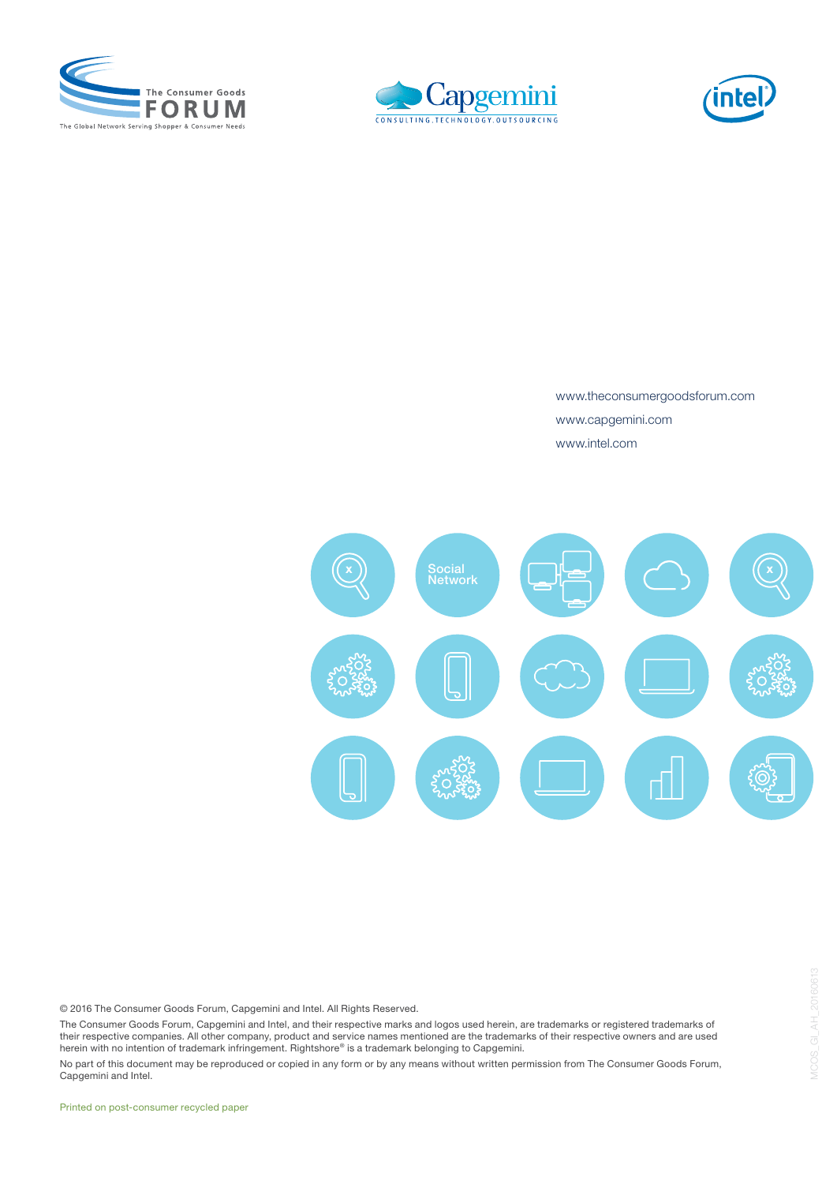www.theconsumergoodsforum.com

www.capgemini.com

www.intel.com

© 2016 The Consumer Goods Forum, Capgemini and Intel. All Rights Reserved.

The Consumer Goods Forum, Capgemini and Intel, and their respective marks and logos used herein, are trademarks or registered trademarks of their respective companies. All other company, product and service names mentioned are the trademarks of their respective owners and are used herein with no intention of trademark infringement. Rightshore® is a trademark belonging to Capgemini.

No part of this document may be reproduced or copied in any form or by any means without written permission from The Consumer Goods Forum, Capgemini and Intel.

Printed on post-consumer recycled paper

MCOS_GI_AH_20160613